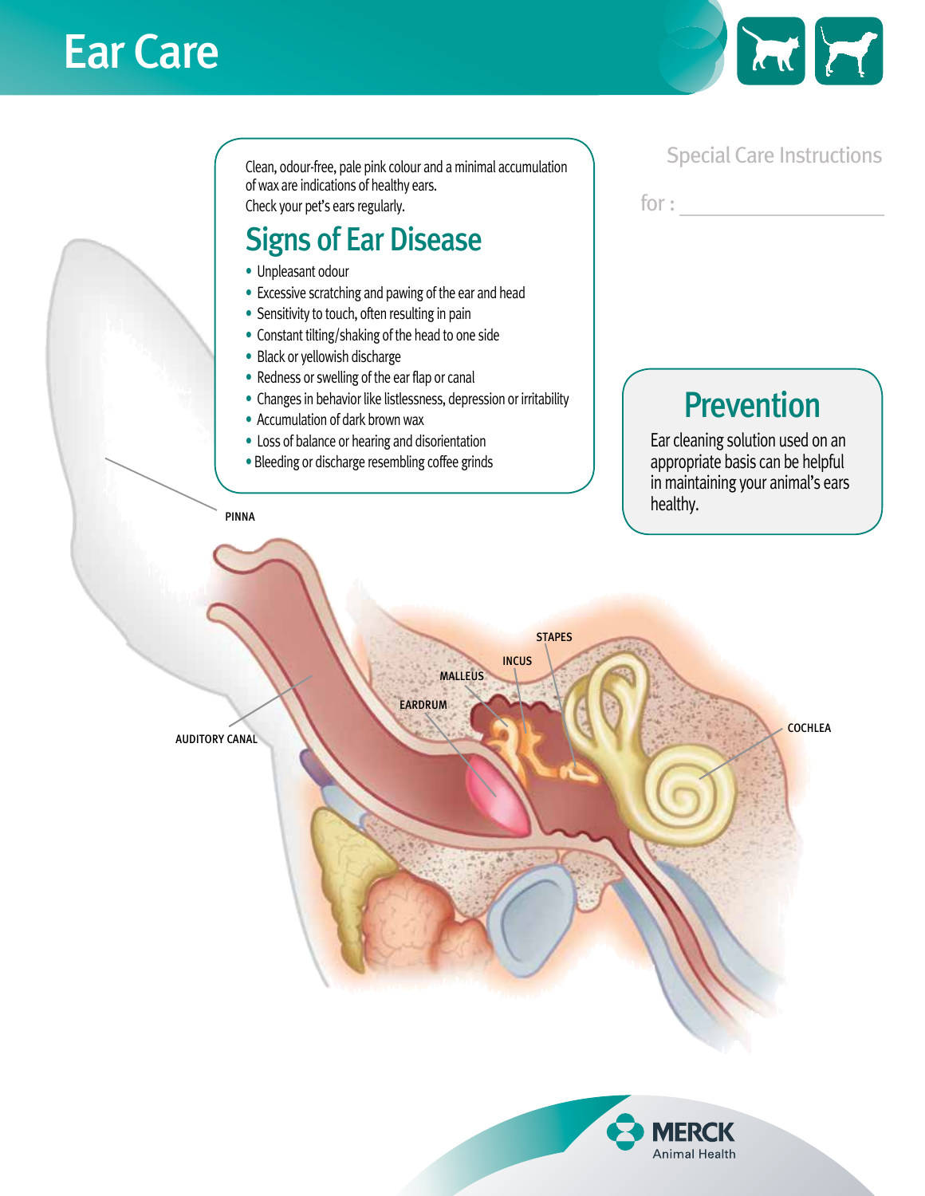# Ear Care

Clean, odour-free, pale pink colour and a minimal accumulation of wax are indications of healthy ears.
Check your pet's ears regularly.

## Signs of Ear Disease

- Unpleasant odour
- Excessive scratching and pawing of the ear and head
- Sensitivity to touch, often resulting in pain
- Constant tilting/shaking of the head to one side
- Black or yellowish discharge
- Redness or swelling of the ear flap or canal
- Changes in behavior like listlessness, depression or irritability
- Accumulation of dark brown wax
- Loss of balance or hearing and disorientation
- Bleeding or discharge resembling coffee grinds

Special Care Instructions

for : ____________________

## Prevention

Ear cleaning solution used on an appropriate basis can be helpful in maintaining your animal's ears healthy.

PINNA

AUDITORY CANAL

EARDRUM

MALLEUS

INCUS

STAPES

COCHLEA

MERCK Animal Health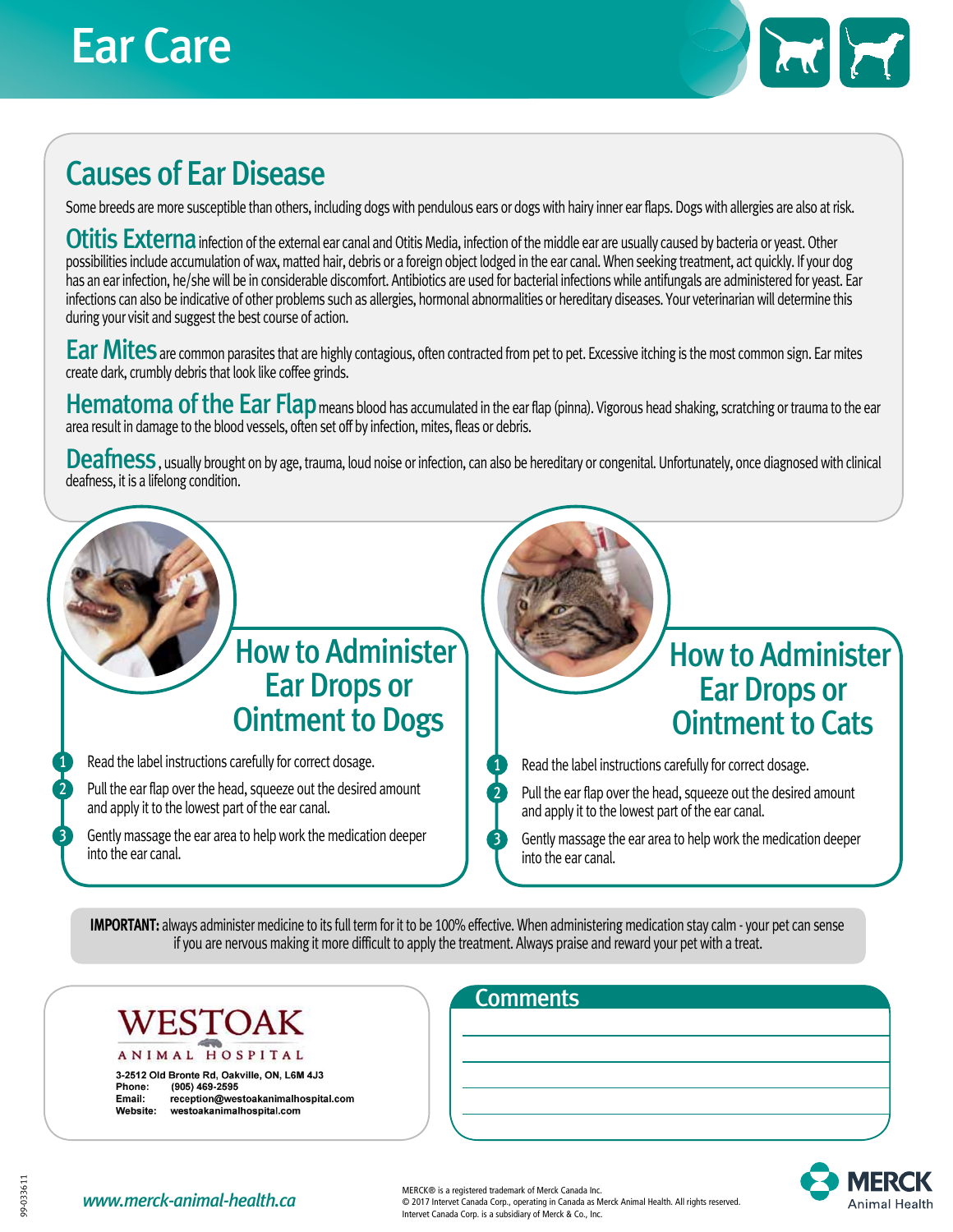# Ear Care

## Causes of Ear Disease

Some breeds are more susceptible than others, including dogs with pendulous ears or dogs with hairy inner ear flaps. Dogs with allergies are also at risk.

**Otitis Externa** infection of the external ear canal and Otitis Media, infection of the middle ear are usually caused by bacteria or yeast. Other possibilities include accumulation of wax, matted hair, debris or a foreign object lodged in the ear canal. When seeking treatment, act quickly. If your dog has an ear infection, he/she will be in considerable discomfort. Antibiotics are used for bacterial infections while antifungals are administered for yeast. Ear infections can also be indicative of other problems such as allergies, hormonal abnormalities or hereditary diseases. Your veterinarian will determine this during your visit and suggest the best course of action.

**Ear Mites** are common parasites that are highly contagious, often contracted from pet to pet. Excessive itching is the most common sign. Ear mites create dark, crumbly debris that look like coffee grinds.

**Hematoma of the Ear Flap** means blood has accumulated in the ear flap (pinna). Vigorous head shaking, scratching or trauma to the ear area result in damage to the blood vessels, often set off by infection, mites, fleas or debris.

**Deafness**, usually brought on by age, trauma, loud noise or infection, can also be hereditary or congenital. Unfortunately, once diagnosed with clinical deafness, it is a lifelong condition.

## How to Administer Ear Drops or Ointment to Dogs

1. Read the label instructions carefully for correct dosage.
2. Pull the ear flap over the head, squeeze out the desired amount and apply it to the lowest part of the ear canal.
3. Gently massage the ear area to help work the medication deeper into the ear canal.

## How to Administer Ear Drops or Ointment to Cats

1. Read the label instructions carefully for correct dosage.
2. Pull the ear flap over the head, squeeze out the desired amount and apply it to the lowest part of the ear canal.
3. Gently massage the ear area to help work the medication deeper into the ear canal.

**IMPORTANT:** always administer medicine to its full term for it to be 100% effective. When administering medication stay calm - your pet can sense if you are nervous making it more difficult to apply the treatment. Always praise and reward your pet with a treat.

WESTOAK ANIMAL HOSPITAL

3-2512 Old Bronte Rd, Oakville, ON, L6M 4J3
Phone: (905) 469-2595
Email: reception@westoakanimalhospital.com
Website: westoakanimalhospital.com

## Comments

www.merck-animal-health.ca

MERCK® is a registered trademark of Merck Canada Inc.
© 2017 Intervet Canada Corp., operating in Canada as Merck Animal Health. All rights reserved.
Intervet Canada Corp. is a subsidiary of Merck & Co., Inc.

MERCK Animal Health

99-033611